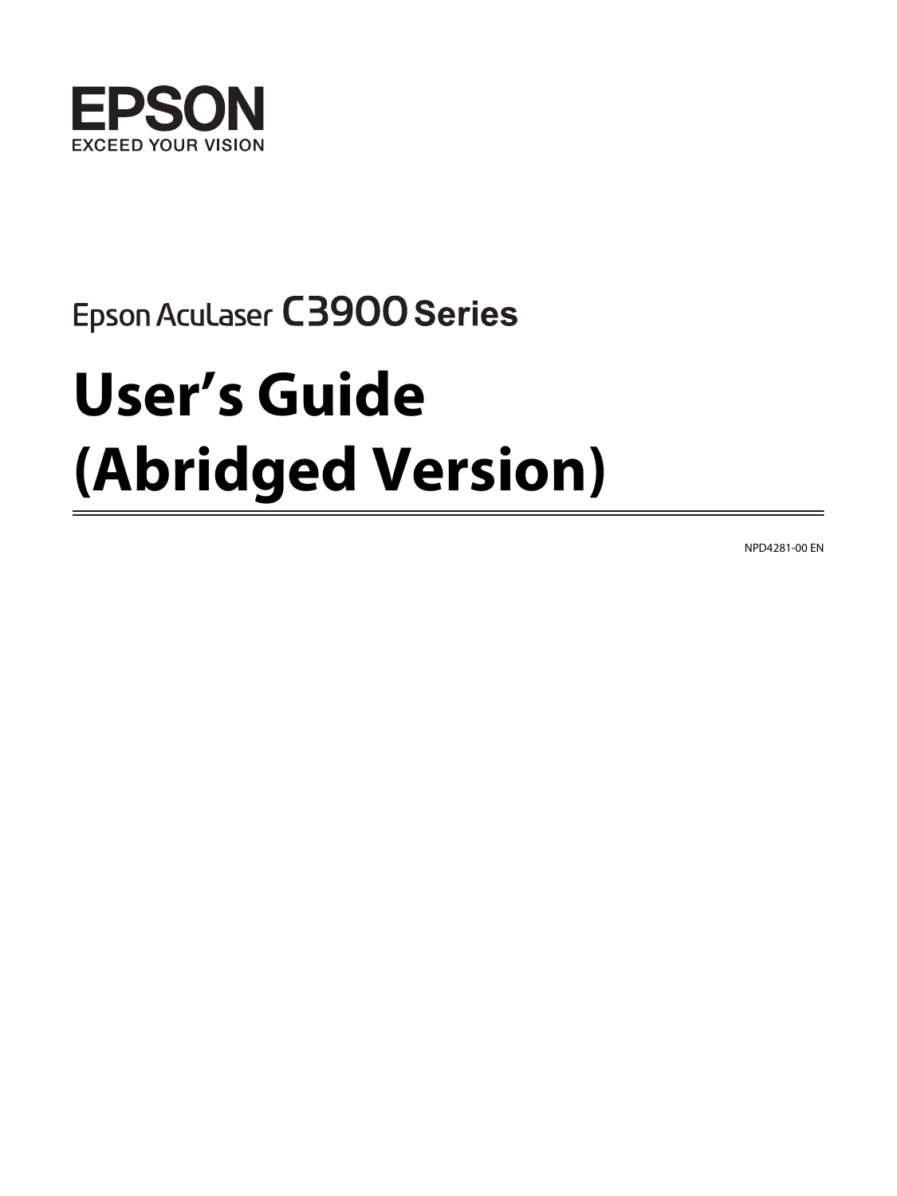EPSON
EXCEED YOUR VISION

Epson AcuLaser C3900 Series

# User's Guide (Abridged Version)

NPD4281-00 EN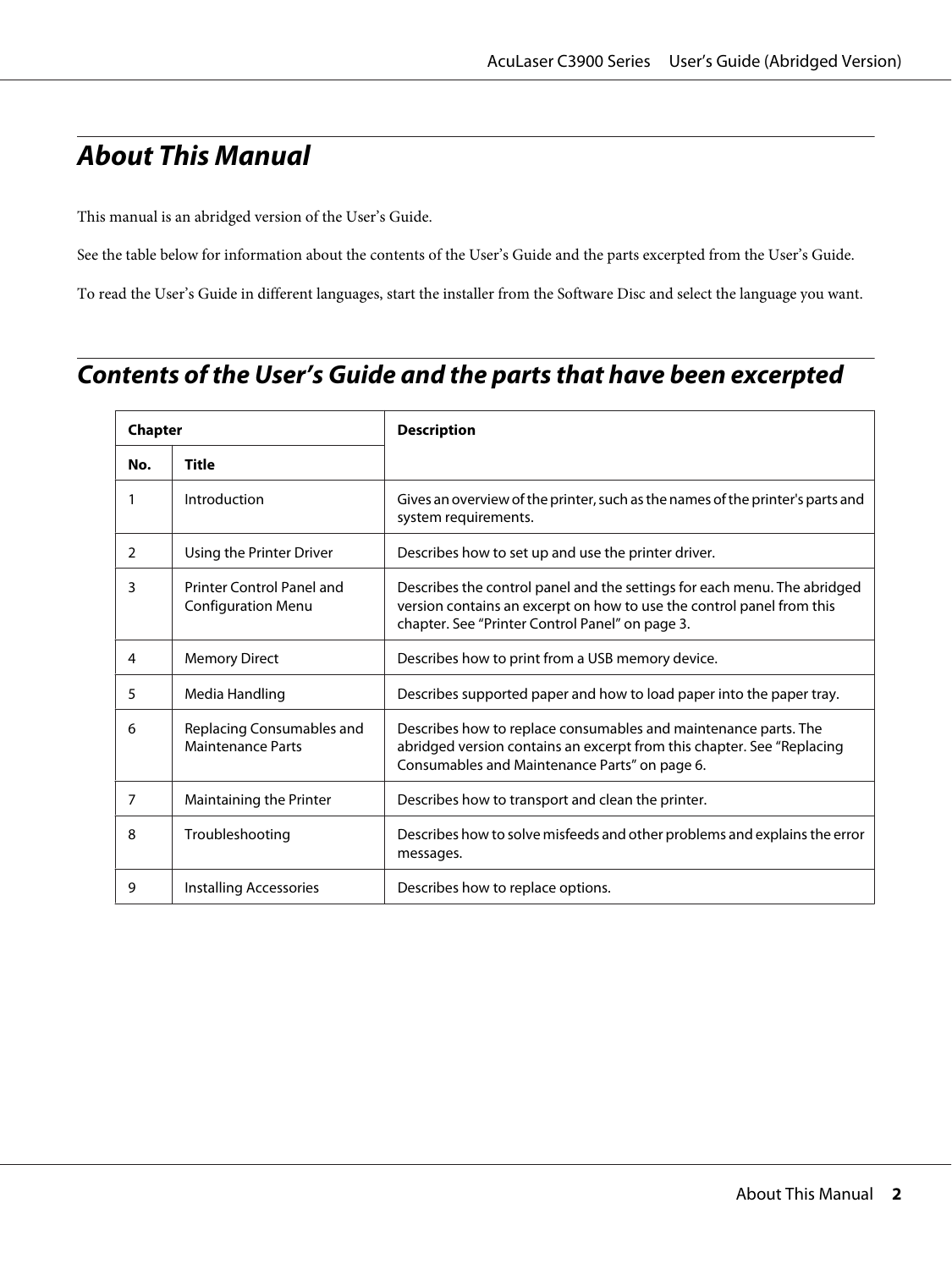# About This Manual

This manual is an abridged version of the User's Guide.

See the table below for information about the contents of the User's Guide and the parts excerpted from the User's Guide.

To read the User's Guide in different languages, start the installer from the Software Disc and select the language you want.

## Contents of the User's Guide and the parts that have been excerpted

| Chapter | | Description |
|---|---|---|
| **No.** | **Title** | |
| 1 | Introduction | Gives an overview of the printer, such as the names of the printer's parts and system requirements. |
| 2 | Using the Printer Driver | Describes how to set up and use the printer driver. |
| 3 | Printer Control Panel and Configuration Menu | Describes the control panel and the settings for each menu. The abridged version contains an excerpt on how to use the control panel from this chapter. See "Printer Control Panel" on page 3. |
| 4 | Memory Direct | Describes how to print from a USB memory device. |
| 5 | Media Handling | Describes supported paper and how to load paper into the paper tray. |
| 6 | Replacing Consumables and Maintenance Parts | Describes how to replace consumables and maintenance parts. The abridged version contains an excerpt from this chapter. See "Replacing Consumables and Maintenance Parts" on page 6. |
| 7 | Maintaining the Printer | Describes how to transport and clean the printer. |
| 8 | Troubleshooting | Describes how to solve misfeeds and other problems and explains the error messages. |
| 9 | Installing Accessories | Describes how to replace options. |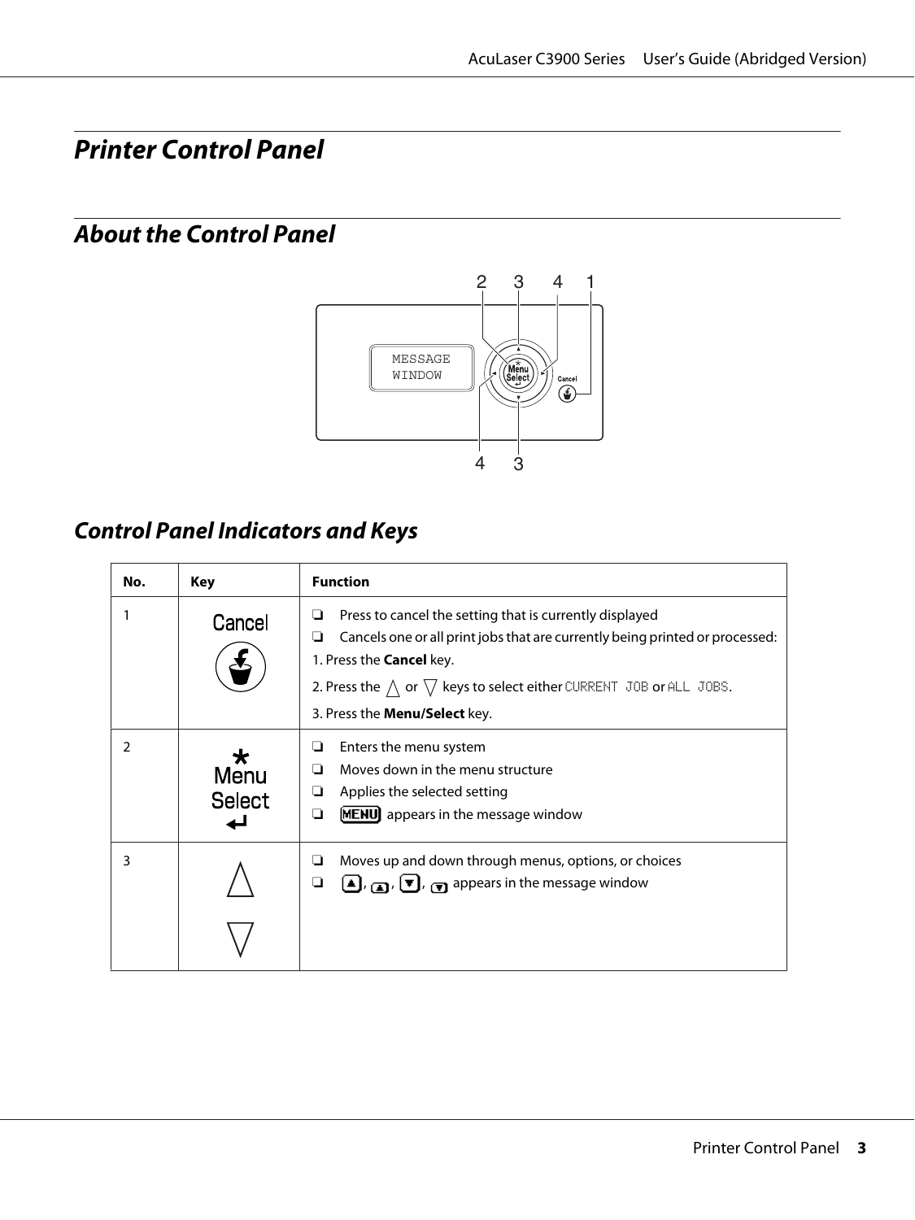# Printer Control Panel

## About the Control Panel

### Control Panel Indicators and Keys

| No. | Key | Function |
|---|---|---|
| 1 | Cancel | ❏ Press to cancel the setting that is currently displayed<br>❏ Cancels one or all print jobs that are currently being printed or processed:<br>1. Press the **Cancel** key.<br>2. Press the △ or ▽ keys to select either CURRENT JOB or ALL JOBS.<br>3. Press the **Menu/Select** key. |
| 2 | Menu Select | ❏ Enters the menu system<br>❏ Moves down in the menu structure<br>❏ Applies the selected setting<br>❏ MENU appears in the message window |
| 3 | △ ▽ | ❏ Moves up and down through menus, options, or choices<br>❏ ▲, ▲, ▼, ▼ appears in the message window |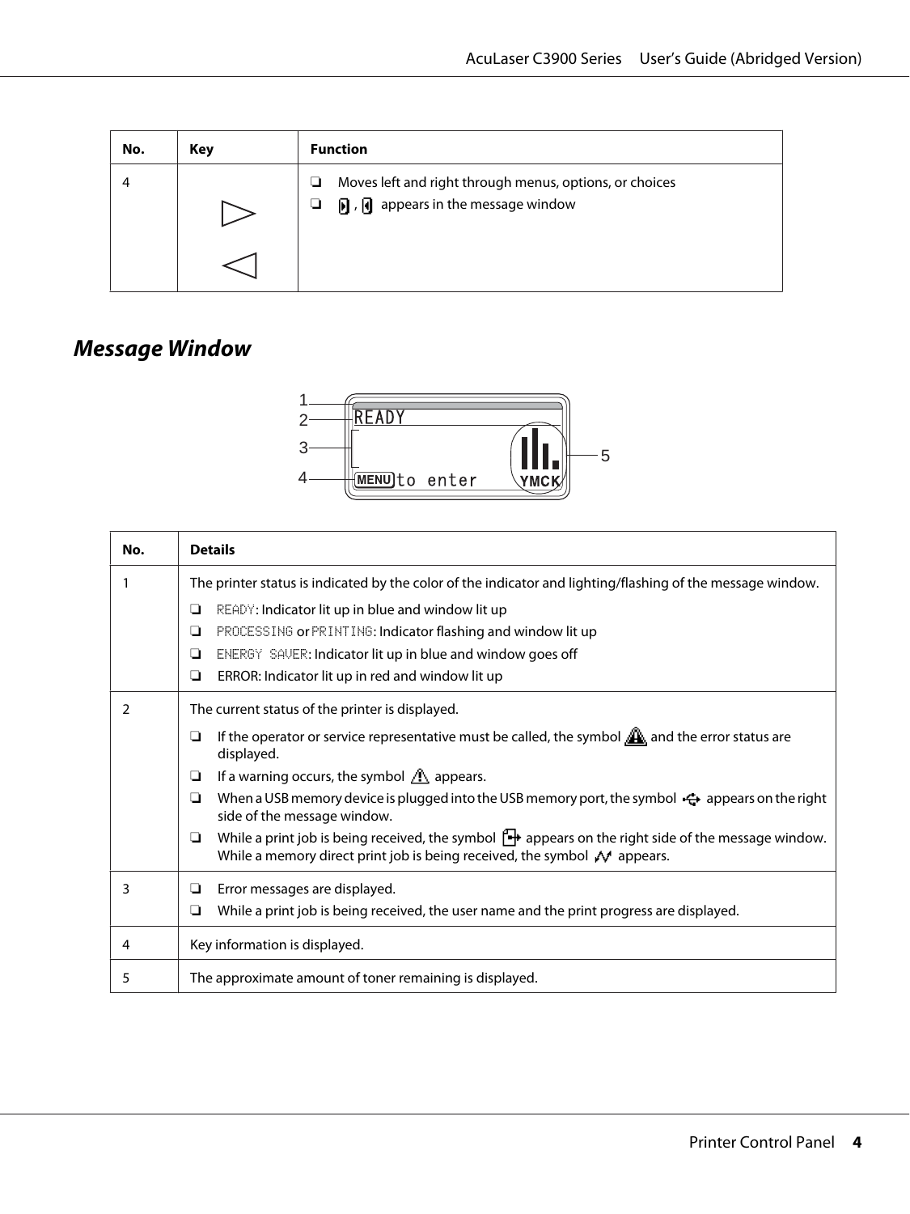| No. | Key | Function |
|---|---|---|
| 4 | ▷ ◁ | ❏ Moves left and right through menus, options, or choices<br>❏ ▶, ◀ appears in the message window |

## Message Window

| No. | Details |
|---|---|
| 1 | The printer status is indicated by the color of the indicator and lighting/flashing of the message window.<br>❏ READY: Indicator lit up in blue and window lit up<br>❏ PROCESSING or PRINTING: Indicator flashing and window lit up<br>❏ ENERGY SAVER: Indicator lit up in blue and window goes off<br>❏ ERROR: Indicator lit up in red and window lit up |
| 2 | The current status of the printer is displayed.<br>❏ If the operator or service representative must be called, the symbol ⚠ and the error status are displayed.<br>❏ If a warning occurs, the symbol ⚠ appears.<br>❏ When a USB memory device is plugged into the USB memory port, the symbol ⭠ appears on the right side of the message window.<br>❏ While a print job is being received, the symbol ⇥ appears on the right side of the message window. While a memory direct print job is being received, the symbol ⩘ appears. |
| 3 | ❏ Error messages are displayed.<br>❏ While a print job is being received, the user name and the print progress are displayed. |
| 4 | Key information is displayed. |
| 5 | The approximate amount of toner remaining is displayed. |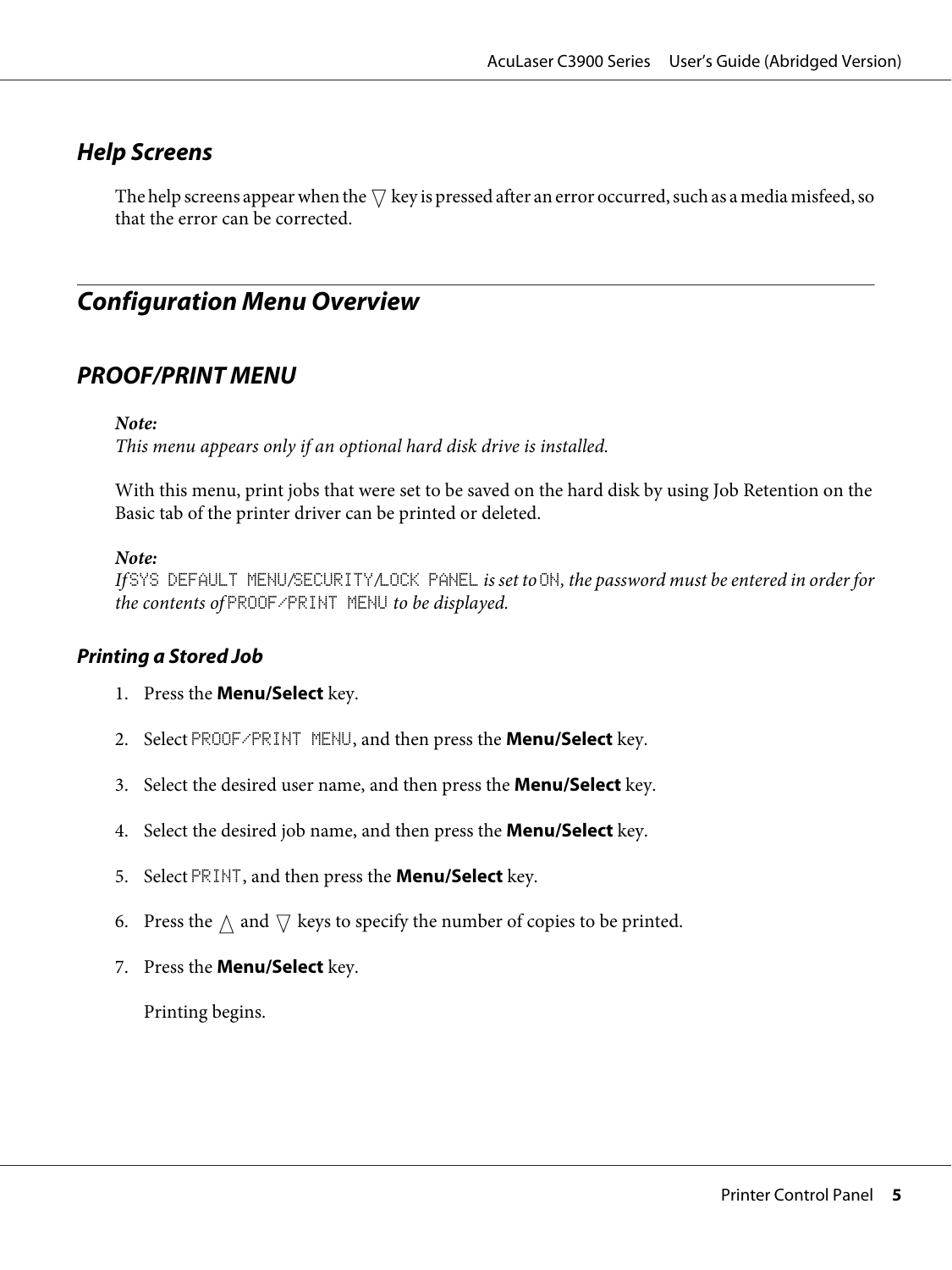### Help Screens

The help screens appear when the ▽ key is pressed after an error occurred, such as a media misfeed, so that the error can be corrected.

## Configuration Menu Overview

### PROOF/PRINT MENU

*Note:*
*This menu appears only if an optional hard disk drive is installed.*

With this menu, print jobs that were set to be saved on the hard disk by using Job Retention on the Basic tab of the printer driver can be printed or deleted.

*Note:*
*If* `SYS DEFAULT MENU/SECURITY/LOCK PANEL` *is set to* `ON`*, the password must be entered in order for the contents of* `PROOF/PRINT MENU` *to be displayed.*

#### Printing a Stored Job

1. Press the **Menu/Select** key.
2. Select `PROOF/PRINT MENU`, and then press the **Menu/Select** key.
3. Select the desired user name, and then press the **Menu/Select** key.
4. Select the desired job name, and then press the **Menu/Select** key.
5. Select `PRINT`, and then press the **Menu/Select** key.
6. Press the △ and ▽ keys to specify the number of copies to be printed.
7. Press the **Menu/Select** key.

   Printing begins.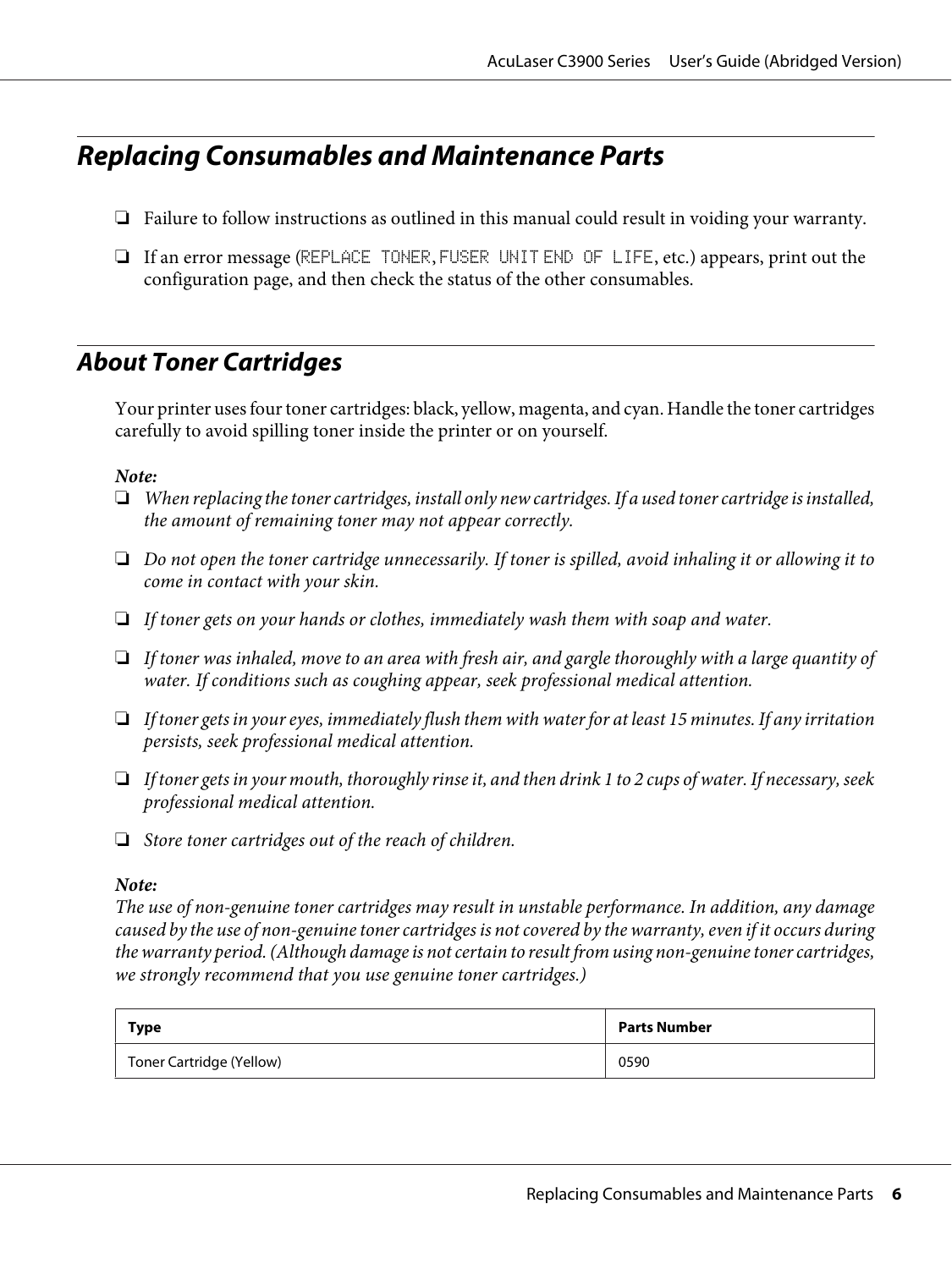## Replacing Consumables and Maintenance Parts

- Failure to follow instructions as outlined in this manual could result in voiding your warranty.
- If an error message (`REPLACE TONER`, `FUSER UNIT END OF LIFE`, etc.) appears, print out the configuration page, and then check the status of the other consumables.

## About Toner Cartridges

Your printer uses four toner cartridges: black, yellow, magenta, and cyan. Handle the toner cartridges carefully to avoid spilling toner inside the printer or on yourself.

***Note:***

- *When replacing the toner cartridges, install only new cartridges. If a used toner cartridge is installed, the amount of remaining toner may not appear correctly.*
- *Do not open the toner cartridge unnecessarily. If toner is spilled, avoid inhaling it or allowing it to come in contact with your skin.*
- *If toner gets on your hands or clothes, immediately wash them with soap and water.*
- *If toner was inhaled, move to an area with fresh air, and gargle thoroughly with a large quantity of water. If conditions such as coughing appear, seek professional medical attention.*
- *If toner gets in your eyes, immediately flush them with water for at least 15 minutes. If any irritation persists, seek professional medical attention.*
- *If toner gets in your mouth, thoroughly rinse it, and then drink 1 to 2 cups of water. If necessary, seek professional medical attention.*
- *Store toner cartridges out of the reach of children.*

***Note:***

*The use of non-genuine toner cartridges may result in unstable performance. In addition, any damage caused by the use of non-genuine toner cartridges is not covered by the warranty, even if it occurs during the warranty period. (Although damage is not certain to result from using non-genuine toner cartridges, we strongly recommend that you use genuine toner cartridges.)*

| Type | Parts Number |
| --- | --- |
| Toner Cartridge (Yellow) | 0590 |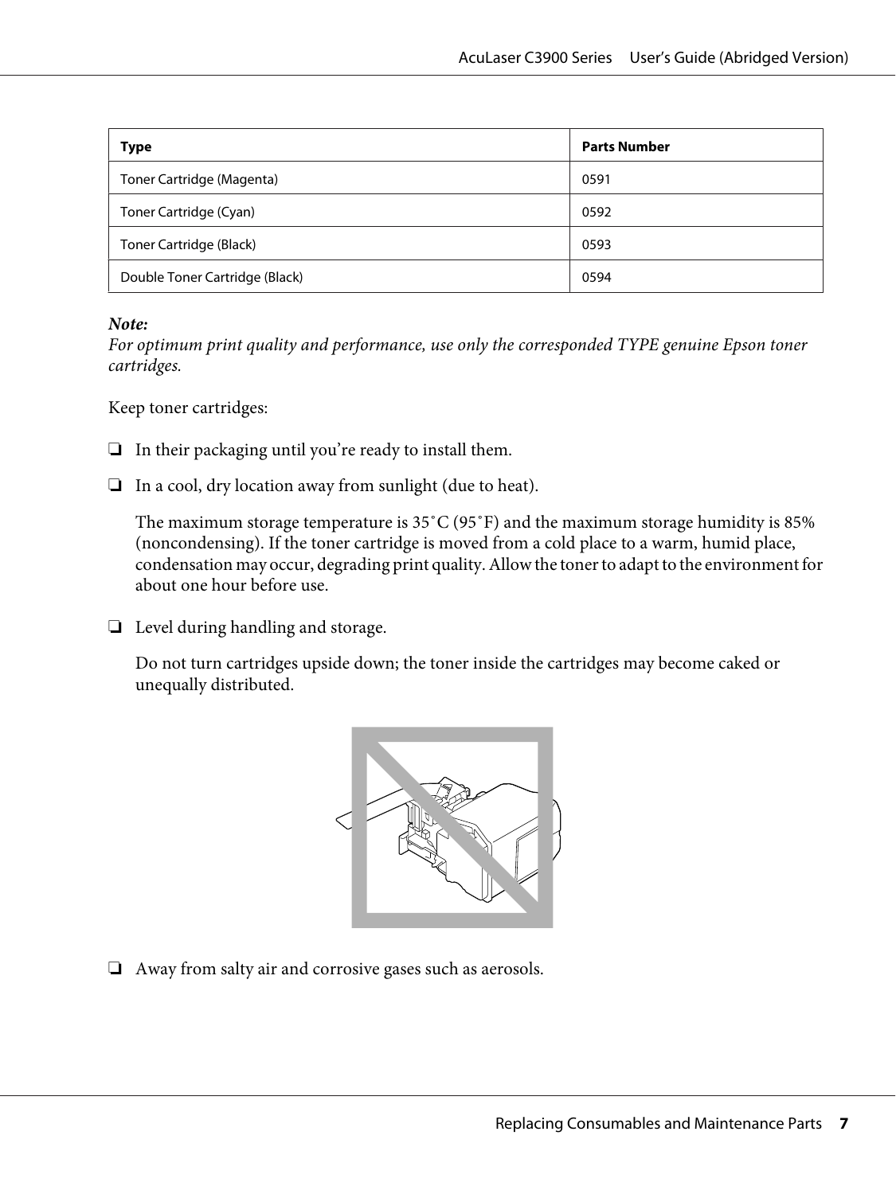| Type | Parts Number |
| --- | --- |
| Toner Cartridge (Magenta) | 0591 |
| Toner Cartridge (Cyan) | 0592 |
| Toner Cartridge (Black) | 0593 |
| Double Toner Cartridge (Black) | 0594 |

***Note:***
*For optimum print quality and performance, use only the corresponded TYPE genuine Epson toner cartridges.*

Keep toner cartridges:

- ❏ In their packaging until you're ready to install them.
- ❏ In a cool, dry location away from sunlight (due to heat).

  The maximum storage temperature is 35˚C (95˚F) and the maximum storage humidity is 85% (noncondensing). If the toner cartridge is moved from a cold place to a warm, humid place, condensation may occur, degrading print quality. Allow the toner to adapt to the environment for about one hour before use.

- ❏ Level during handling and storage.

  Do not turn cartridges upside down; the toner inside the cartridges may become caked or unequally distributed.

- ❏ Away from salty air and corrosive gases such as aerosols.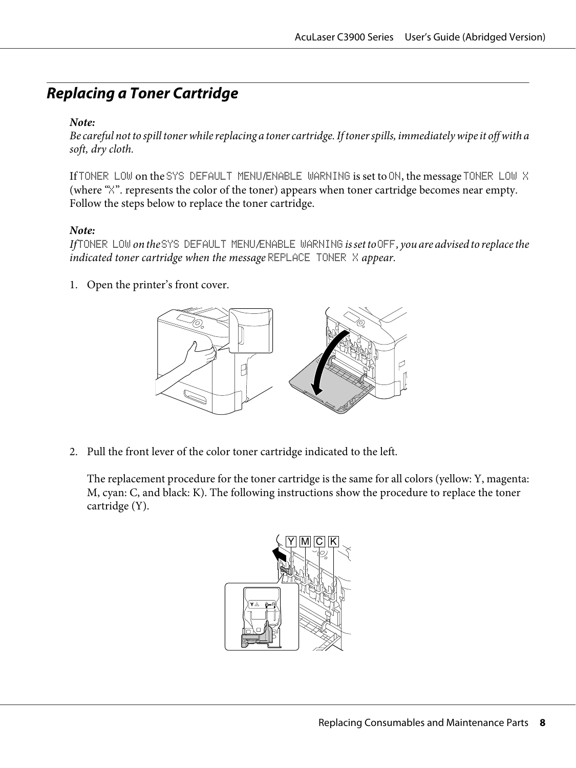## Replacing a Toner Cartridge

***Note:***
*Be careful not to spill toner while replacing a toner cartridge. If toner spills, immediately wipe it off with a soft, dry cloth.*

If `TONER LOW` on the `SYS DEFAULT MENU`/`ENABLE WARNING` is set to `ON`, the message `TONER LOW X` (where "`X`". represents the color of the toner) appears when toner cartridge becomes near empty. Follow the steps below to replace the toner cartridge.

***Note:***
*If `TONER LOW` on the `SYS DEFAULT MENU`/`ENABLE WARNING` is set to `OFF`, you are advised to replace the indicated toner cartridge when the message `REPLACE TONER X` appear.*

1. Open the printer's front cover.

2. Pull the front lever of the color toner cartridge indicated to the left.

   The replacement procedure for the toner cartridge is the same for all colors (yellow: Y, magenta: M, cyan: C, and black: K). The following instructions show the procedure to replace the toner cartridge (Y).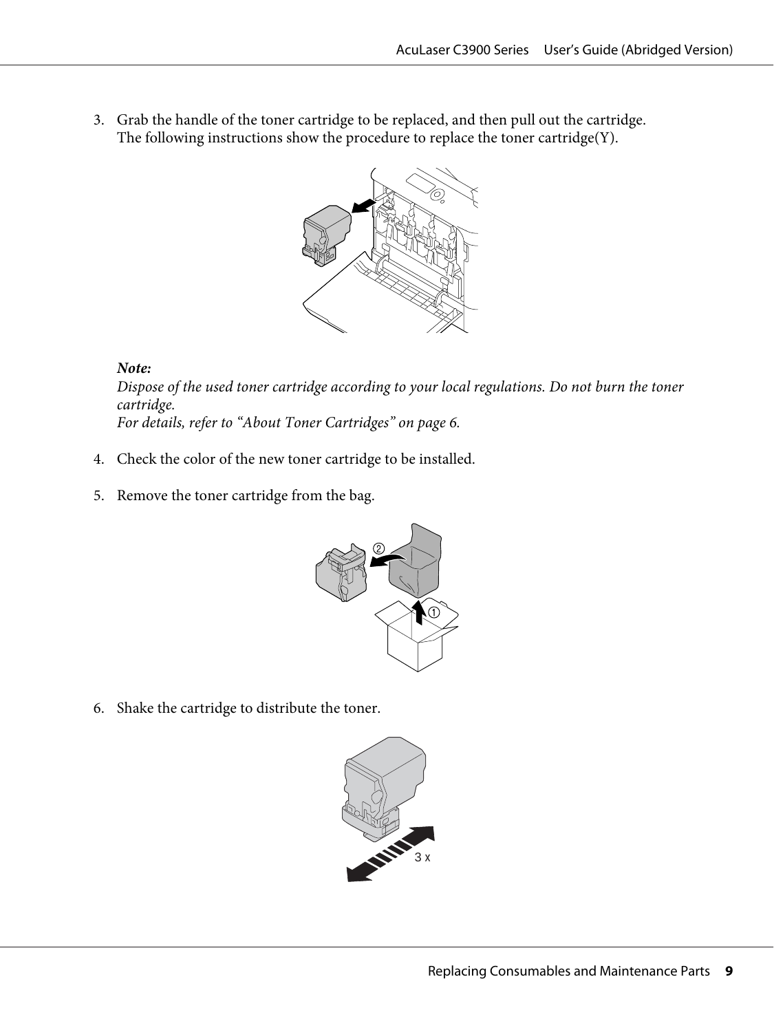3. Grab the handle of the toner cartridge to be replaced, and then pull out the cartridge.
   The following instructions show the procedure to replace the toner cartridge(Y).

   ***Note:***
   *Dispose of the used toner cartridge according to your local regulations. Do not burn the toner cartridge.*
   *For details, refer to "About Toner Cartridges" on page 6.*

4. Check the color of the new toner cartridge to be installed.

5. Remove the toner cartridge from the bag.

6. Shake the cartridge to distribute the toner.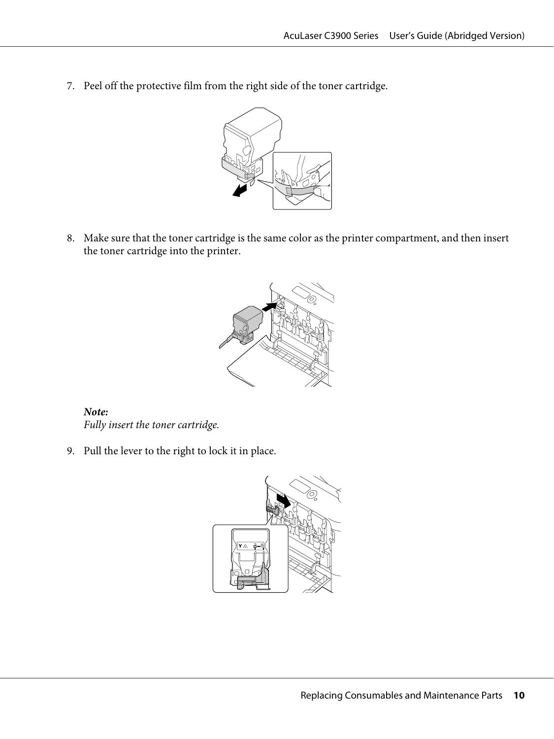7. Peel off the protective film from the right side of the toner cartridge.

8. Make sure that the toner cartridge is the same color as the printer compartment, and then insert the toner cartridge into the printer.

   ***Note:***
   *Fully insert the toner cartridge.*

9. Pull the lever to the right to lock it in place.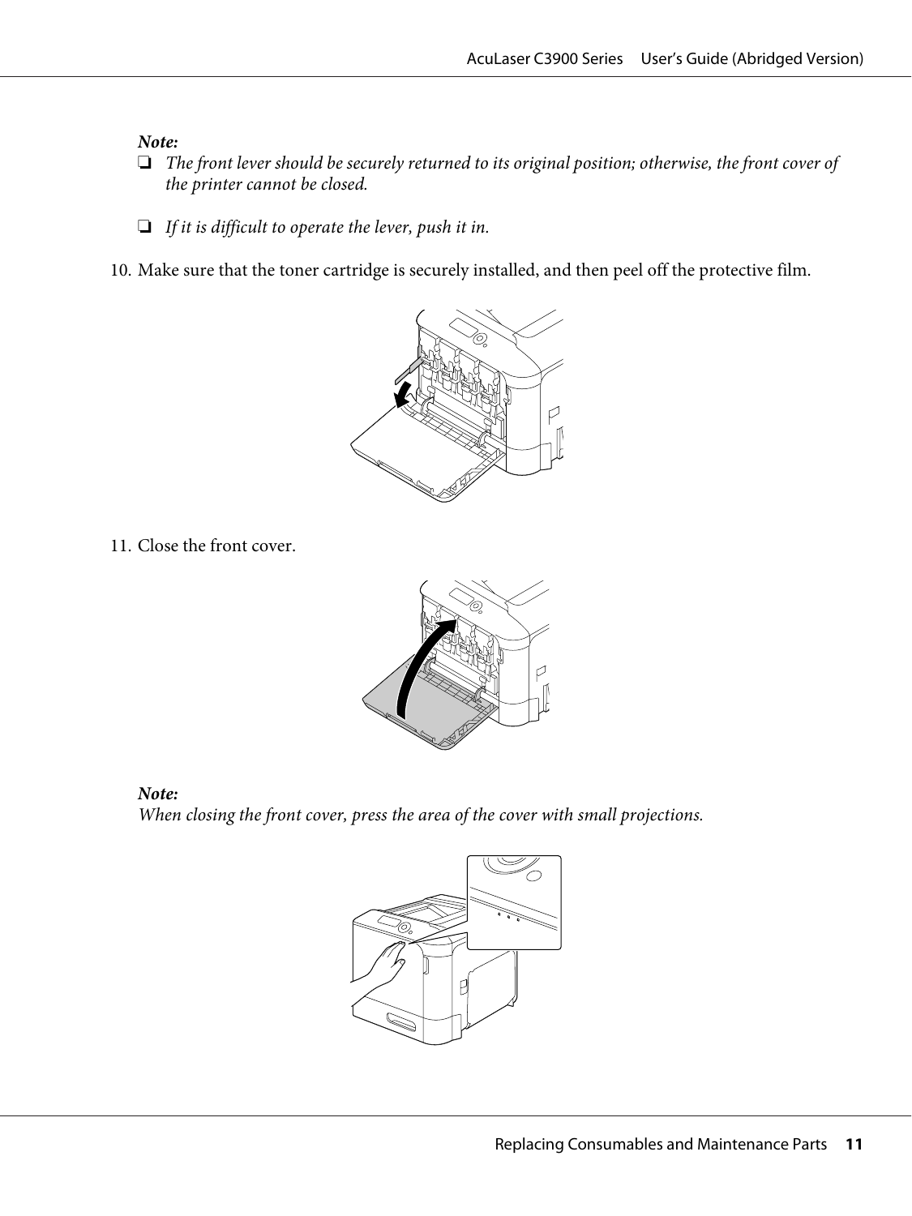*Note:*

- *The front lever should be securely returned to its original position; otherwise, the front cover of the printer cannot be closed.*
- *If it is difficult to operate the lever, push it in.*

10. Make sure that the toner cartridge is securely installed, and then peel off the protective film.

11. Close the front cover.

*Note:*
*When closing the front cover, press the area of the cover with small projections.*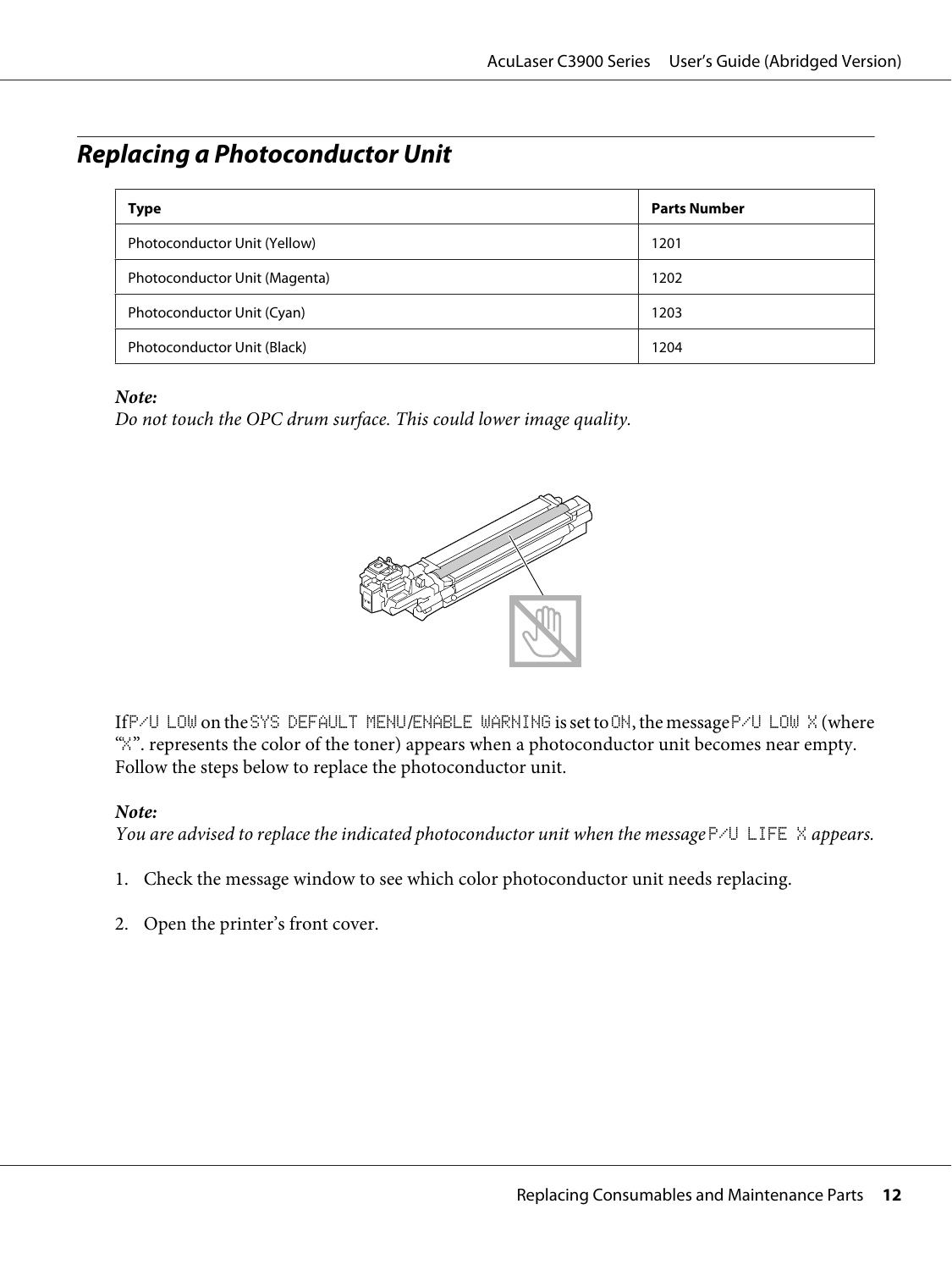## Replacing a Photoconductor Unit

| Type | Parts Number |
| --- | --- |
| Photoconductor Unit (Yellow) | 1201 |
| Photoconductor Unit (Magenta) | 1202 |
| Photoconductor Unit (Cyan) | 1203 |
| Photoconductor Unit (Black) | 1204 |

**Note:**
*Do not touch the OPC drum surface. This could lower image quality.*

If `P/U LOW` on the `SYS DEFAULT MENU`/`ENABLE WARNING` is set to `ON`, the message `P/U LOW X` (where "`X`". represents the color of the toner) appears when a photoconductor unit becomes near empty. Follow the steps below to replace the photoconductor unit.

**Note:**
*You are advised to replace the indicated photoconductor unit when the message* `P/U LIFE X` *appears.*

1. Check the message window to see which color photoconductor unit needs replacing.

2. Open the printer's front cover.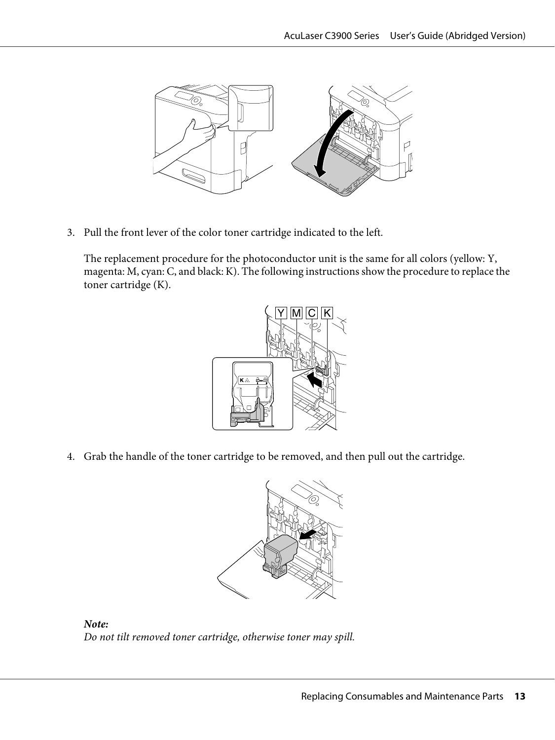3. Pull the front lever of the color toner cartridge indicated to the left.

   The replacement procedure for the photoconductor unit is the same for all colors (yellow: Y, magenta: M, cyan: C, and black: K). The following instructions show the procedure to replace the toner cartridge (K).

4. Grab the handle of the toner cartridge to be removed, and then pull out the cartridge.

   ***Note:***
   *Do not tilt removed toner cartridge, otherwise toner may spill.*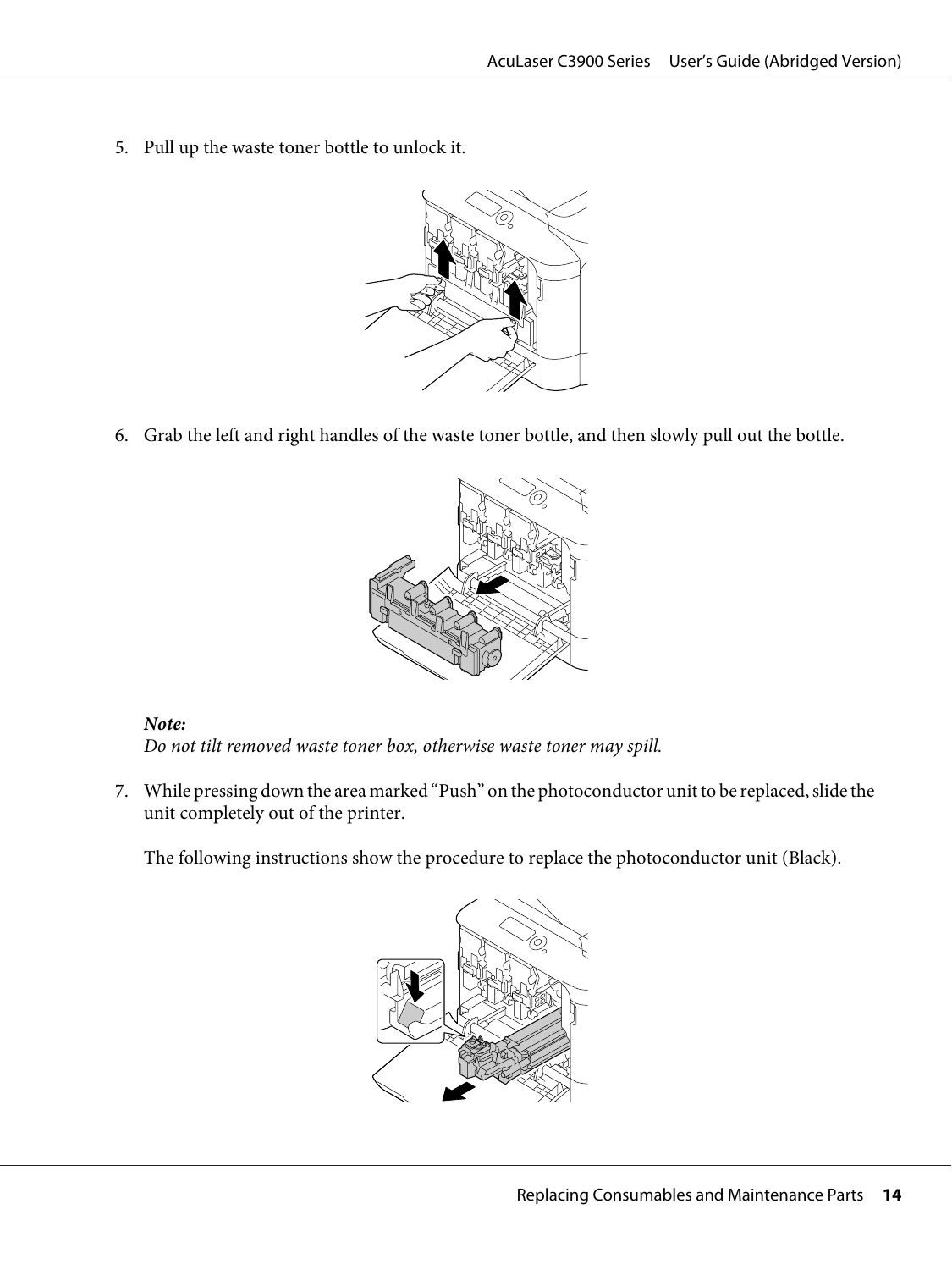5. Pull up the waste toner bottle to unlock it.

6. Grab the left and right handles of the waste toner bottle, and then slowly pull out the bottle.

   ***Note:***
   *Do not tilt removed waste toner box, otherwise waste toner may spill.*

7. While pressing down the area marked “Push” on the photoconductor unit to be replaced, slide the unit completely out of the printer.

   The following instructions show the procedure to replace the photoconductor unit (Black).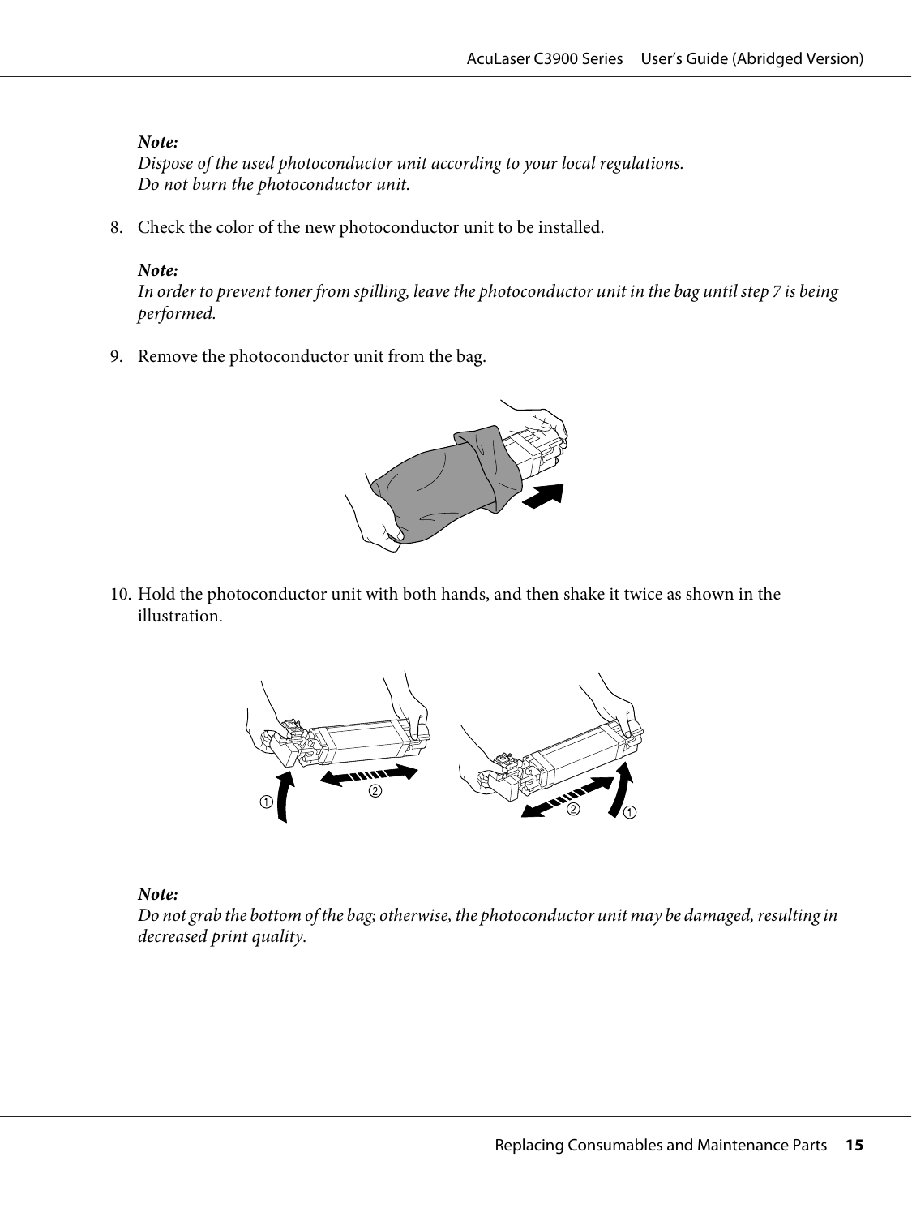*Note:*
*Dispose of the used photoconductor unit according to your local regulations.*
*Do not burn the photoconductor unit.*

8. Check the color of the new photoconductor unit to be installed.

   *Note:*
   *In order to prevent toner from spilling, leave the photoconductor unit in the bag until step 7 is being performed.*

9. Remove the photoconductor unit from the bag.

10. Hold the photoconductor unit with both hands, and then shake it twice as shown in the illustration.

   *Note:*
   *Do not grab the bottom of the bag; otherwise, the photoconductor unit may be damaged, resulting in decreased print quality.*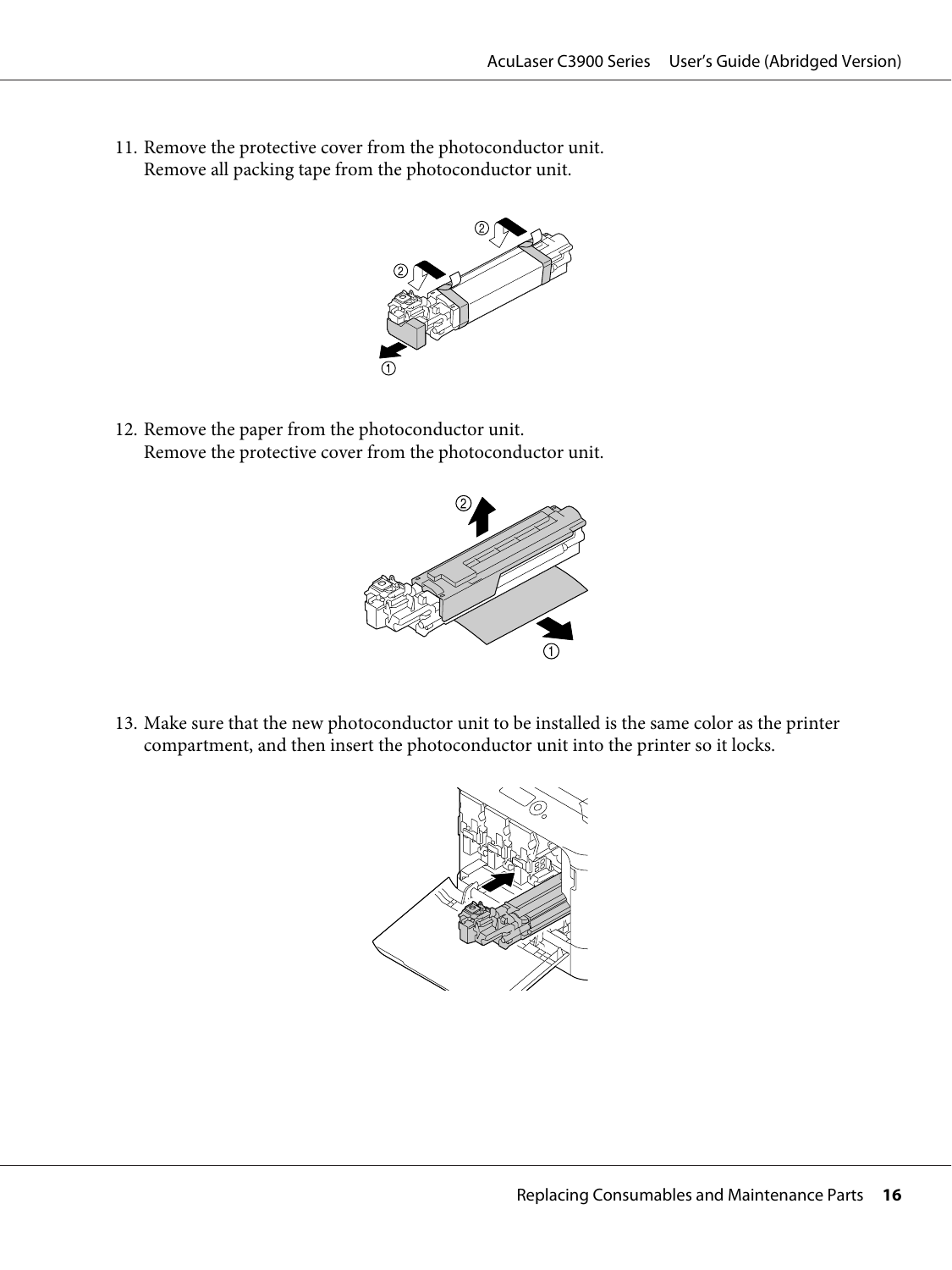11. Remove the protective cover from the photoconductor unit.
    Remove all packing tape from the photoconductor unit.

12. Remove the paper from the photoconductor unit.
    Remove the protective cover from the photoconductor unit.

13. Make sure that the new photoconductor unit to be installed is the same color as the printer compartment, and then insert the photoconductor unit into the printer so it locks.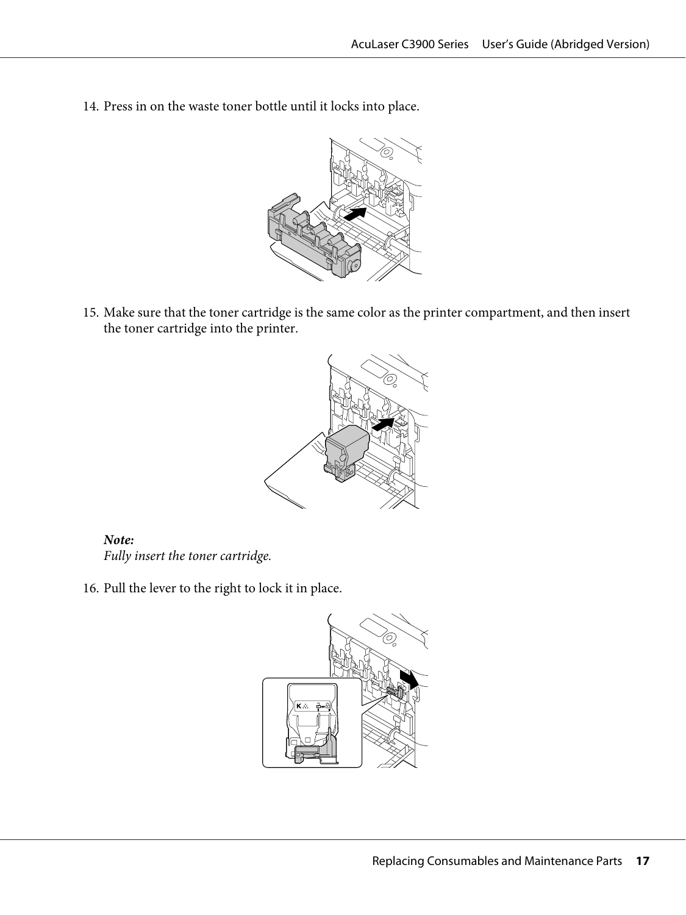14. Press in on the waste toner bottle until it locks into place.

15. Make sure that the toner cartridge is the same color as the printer compartment, and then insert the toner cartridge into the printer.

*Note:*
*Fully insert the toner cartridge.*

16. Pull the lever to the right to lock it in place.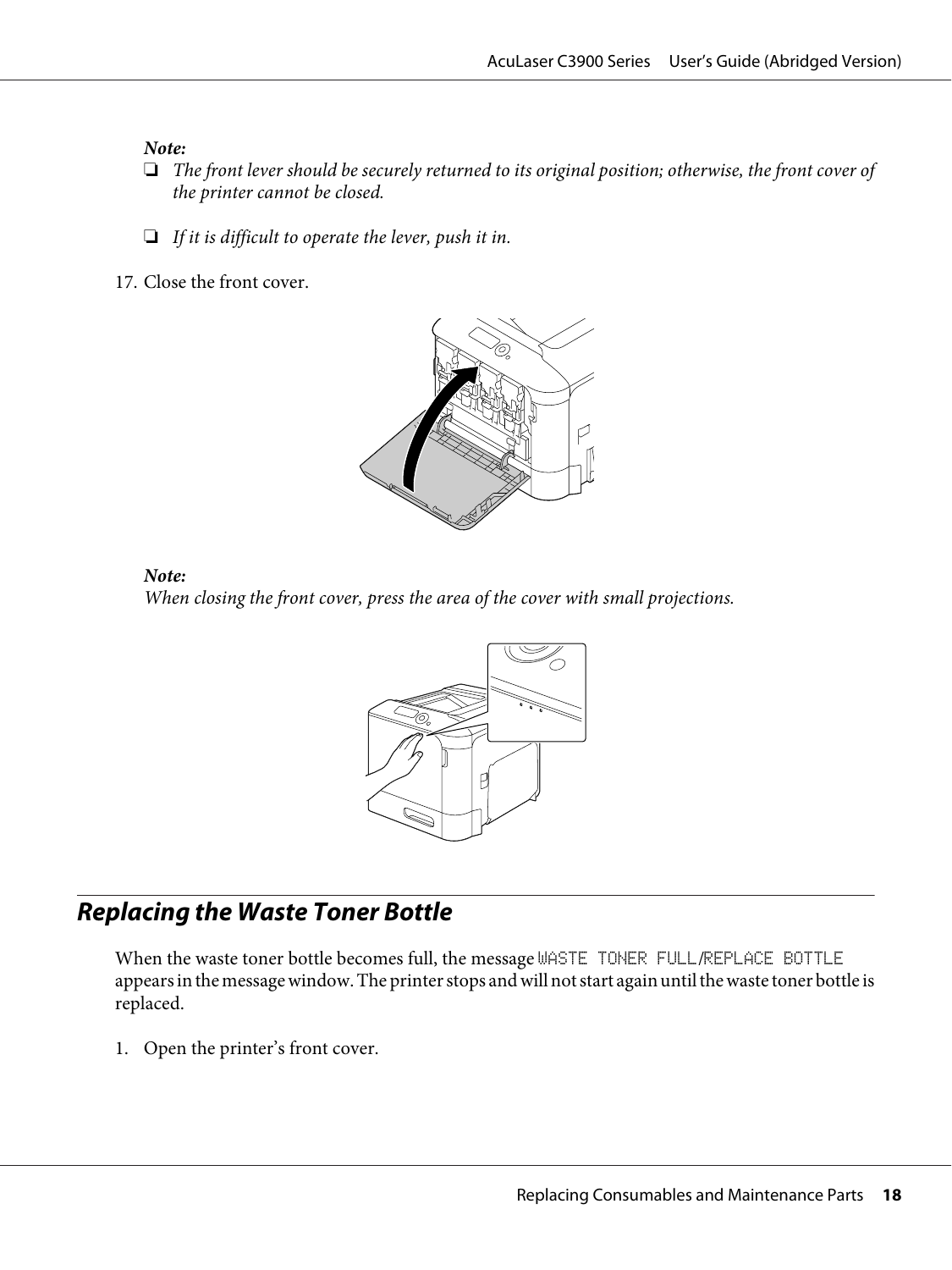*Note:*

- *The front lever should be securely returned to its original position; otherwise, the front cover of the printer cannot be closed.*
- *If it is difficult to operate the lever, push it in.*

17. Close the front cover.

*Note:*
*When closing the front cover, press the area of the cover with small projections.*

## Replacing the Waste Toner Bottle

When the waste toner bottle becomes full, the message `WASTE TONER FULL/REPLACE BOTTLE` appears in the message window. The printer stops and will not start again until the waste toner bottle is replaced.

1. Open the printer's front cover.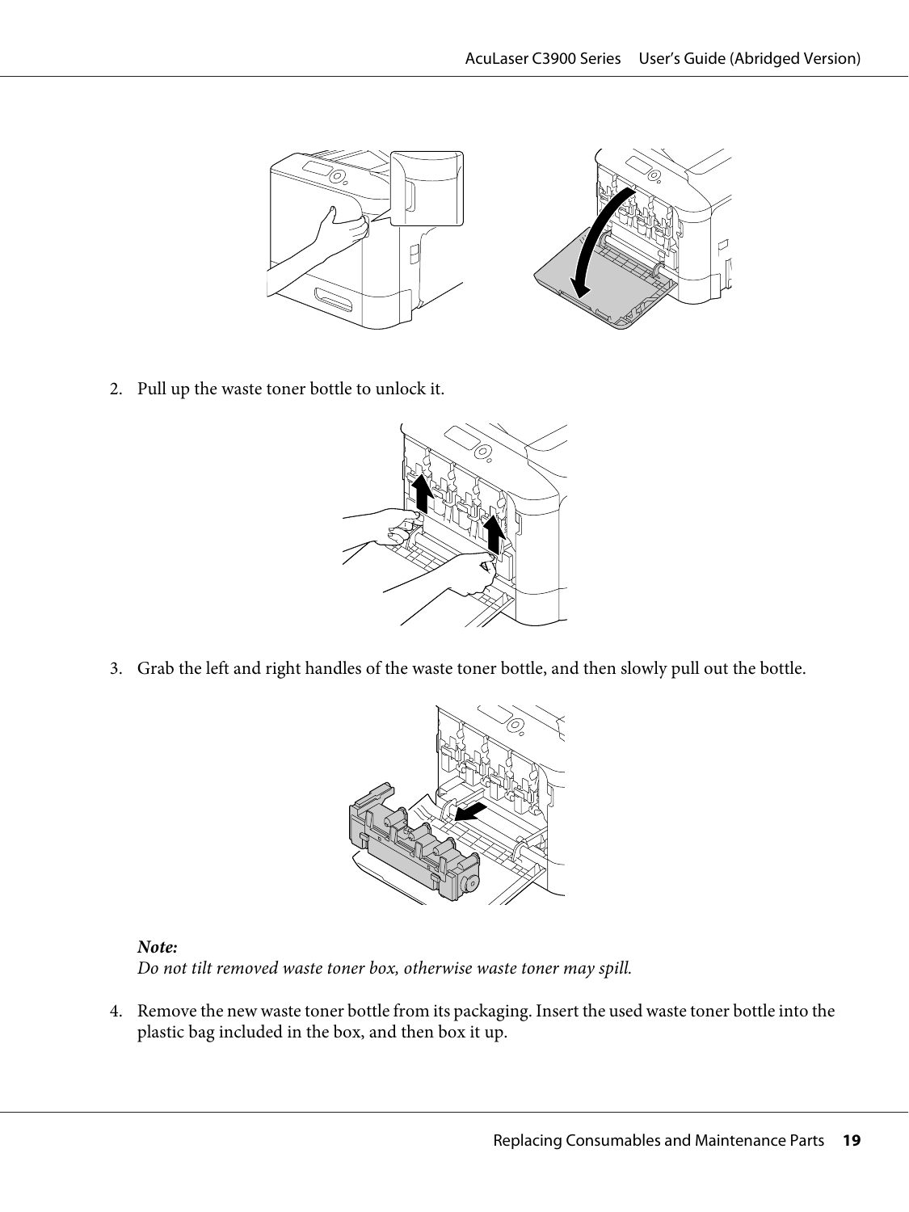2. Pull up the waste toner bottle to unlock it.

3. Grab the left and right handles of the waste toner bottle, and then slowly pull out the bottle.

*Note:*
*Do not tilt removed waste toner box, otherwise waste toner may spill.*

4. Remove the new waste toner bottle from its packaging. Insert the used waste toner bottle into the plastic bag included in the box, and then box it up.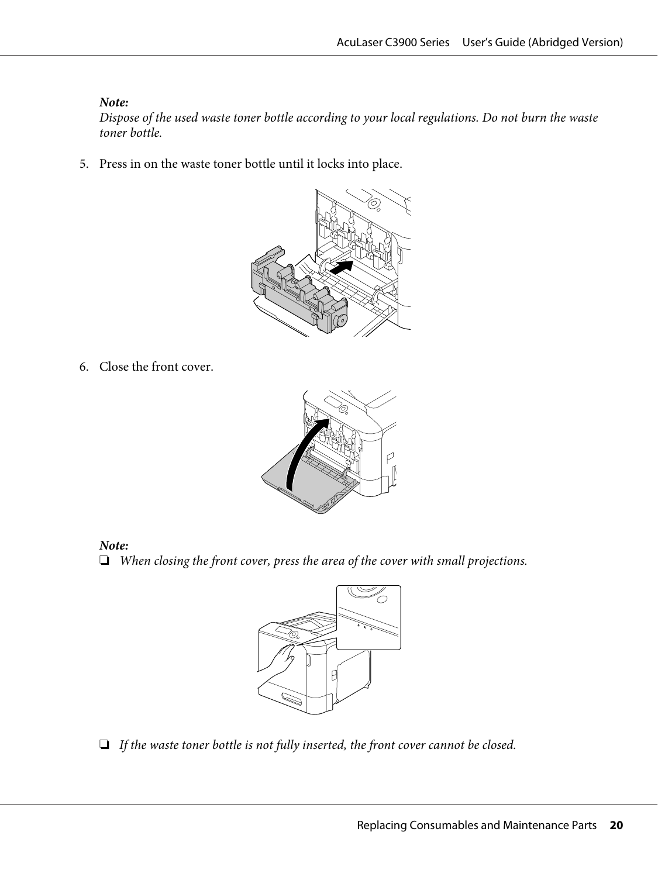*Note:*
*Dispose of the used waste toner bottle according to your local regulations. Do not burn the waste toner bottle.*

5. Press in on the waste toner bottle until it locks into place.

6. Close the front cover.

*Note:*
- ❏ *When closing the front cover, press the area of the cover with small projections.*

- ❏ *If the waste toner bottle is not fully inserted, the front cover cannot be closed.*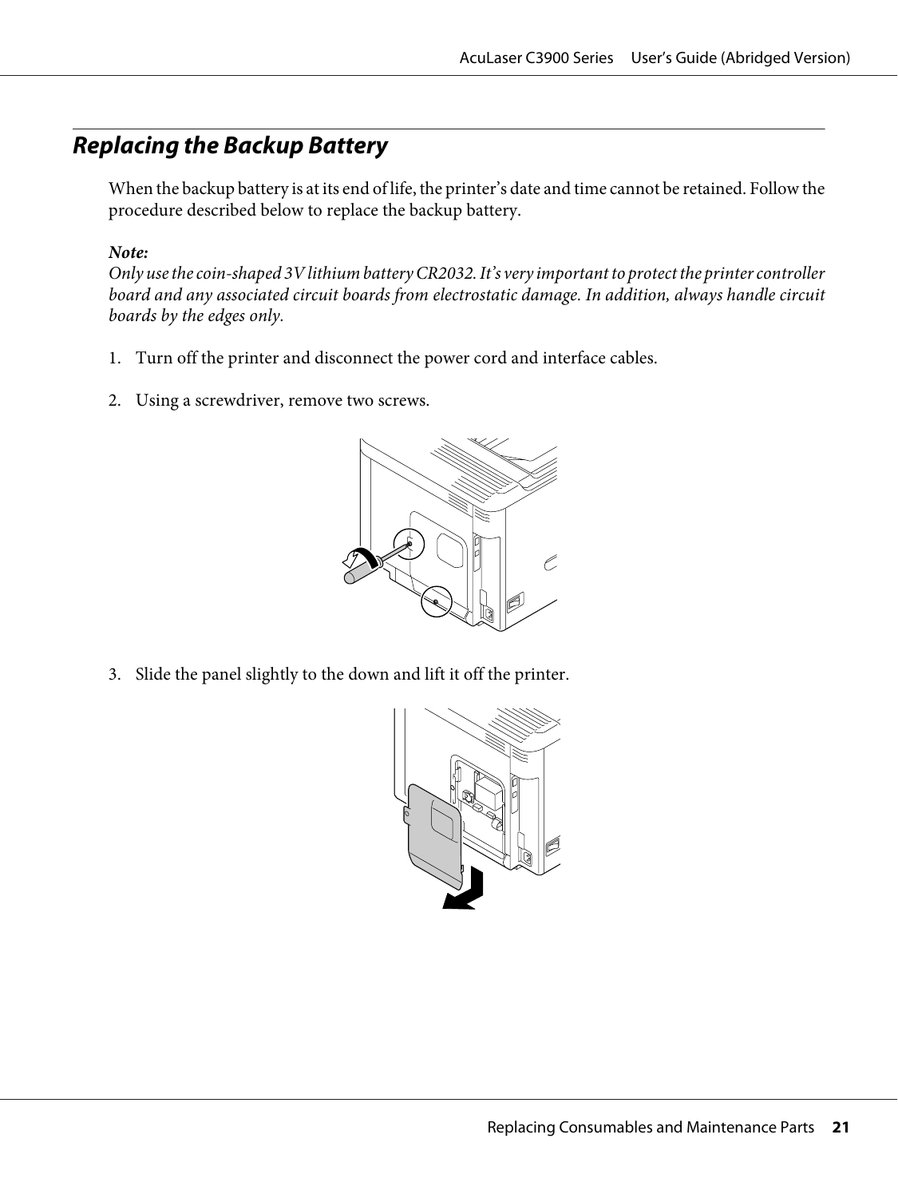## Replacing the Backup Battery

When the backup battery is at its end of life, the printer's date and time cannot be retained. Follow the procedure described below to replace the backup battery.

***Note:***
*Only use the coin-shaped 3V lithium battery CR2032. It's very important to protect the printer controller board and any associated circuit boards from electrostatic damage. In addition, always handle circuit boards by the edges only.*

1. Turn off the printer and disconnect the power cord and interface cables.

2. Using a screwdriver, remove two screws.

3. Slide the panel slightly to the down and lift it off the printer.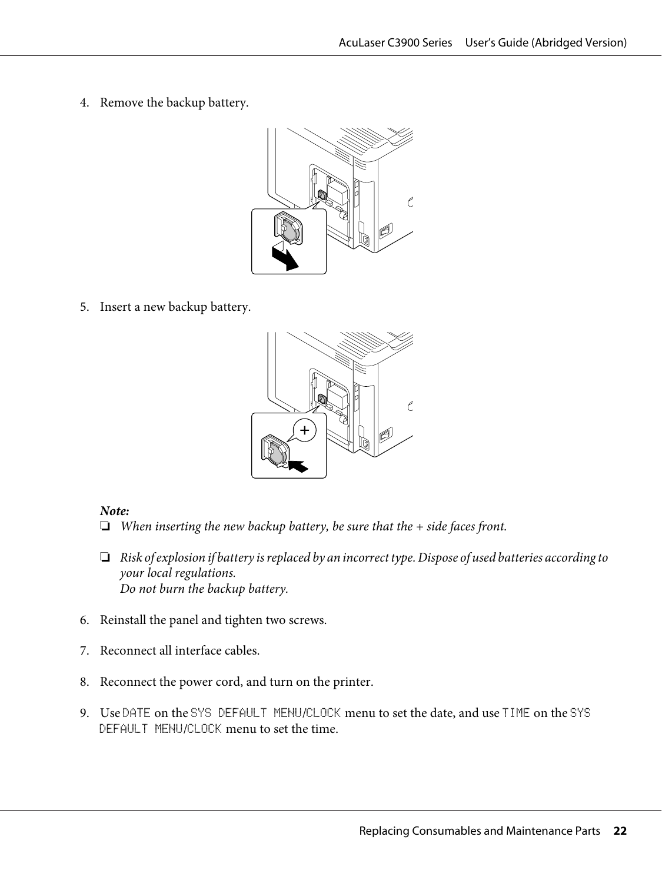4. Remove the backup battery.

5. Insert a new backup battery.

**Note:**

- *When inserting the new backup battery, be sure that the + side faces front.*
- *Risk of explosion if battery is replaced by an incorrect type. Dispose of used batteries according to your local regulations.*
  *Do not burn the backup battery.*

6. Reinstall the panel and tighten two screws.

7. Reconnect all interface cables.

8. Reconnect the power cord, and turn on the printer.

9. Use `DATE` on the `SYS DEFAULT MENU`/`CLOCK` menu to set the date, and use `TIME` on the `SYS DEFAULT MENU`/`CLOCK` menu to set the time.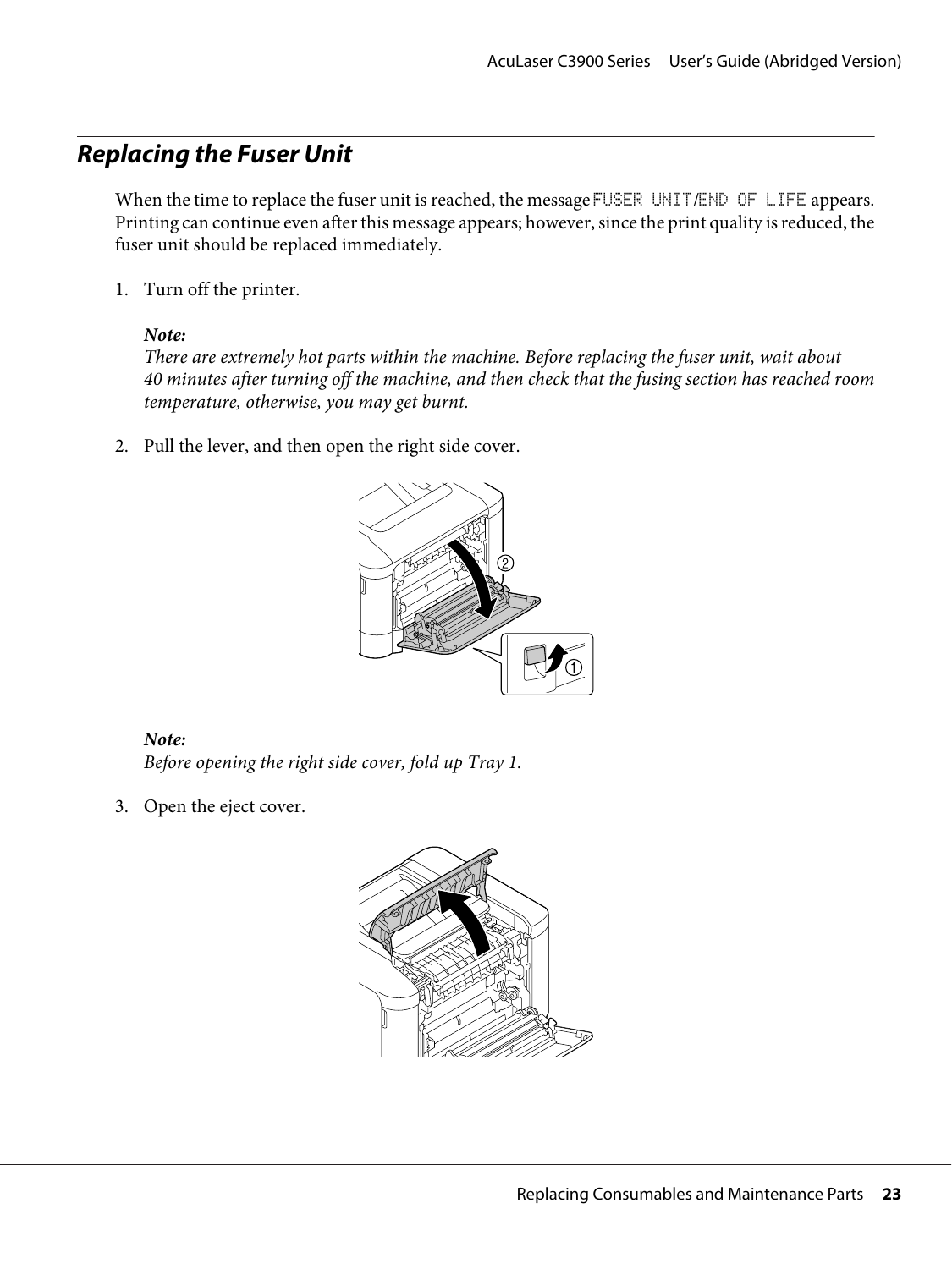## Replacing the Fuser Unit

When the time to replace the fuser unit is reached, the message FUSER UNIT/END OF LIFE appears. Printing can continue even after this message appears; however, since the print quality is reduced, the fuser unit should be replaced immediately.

1. Turn off the printer.

   ***Note:***
   *There are extremely hot parts within the machine. Before replacing the fuser unit, wait about 40 minutes after turning off the machine, and then check that the fusing section has reached room temperature, otherwise, you may get burnt.*

2. Pull the lever, and then open the right side cover.

   ***Note:***
   *Before opening the right side cover, fold up Tray 1.*

3. Open the eject cover.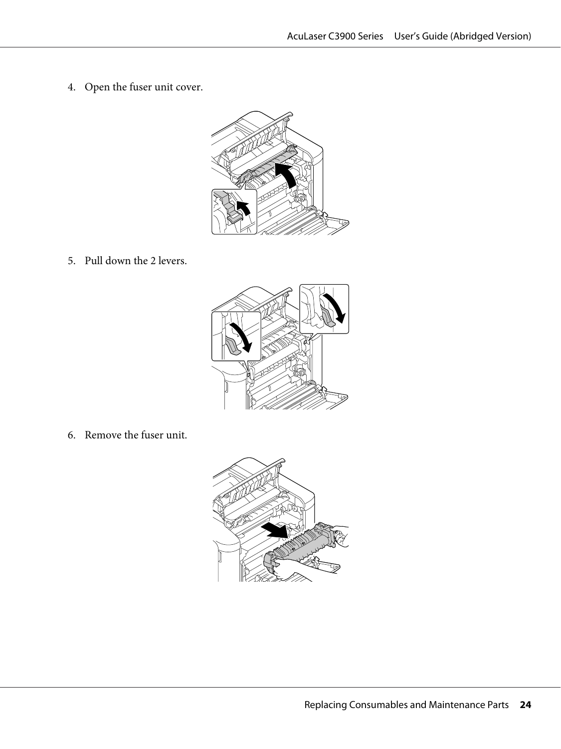4. Open the fuser unit cover.

5. Pull down the 2 levers.

6. Remove the fuser unit.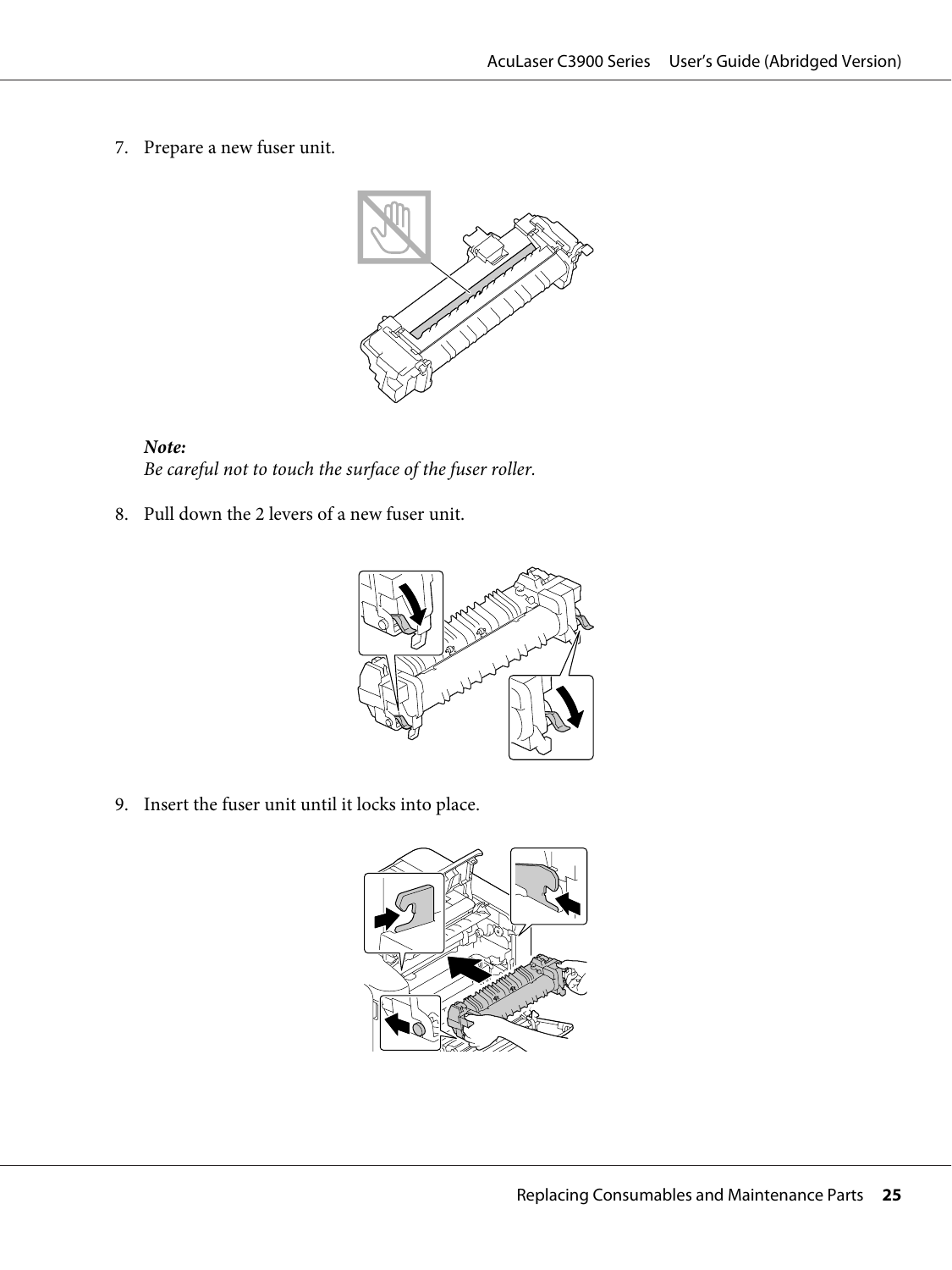7. Prepare a new fuser unit.

   ***Note:***
   *Be careful not to touch the surface of the fuser roller.*

8. Pull down the 2 levers of a new fuser unit.

9. Insert the fuser unit until it locks into place.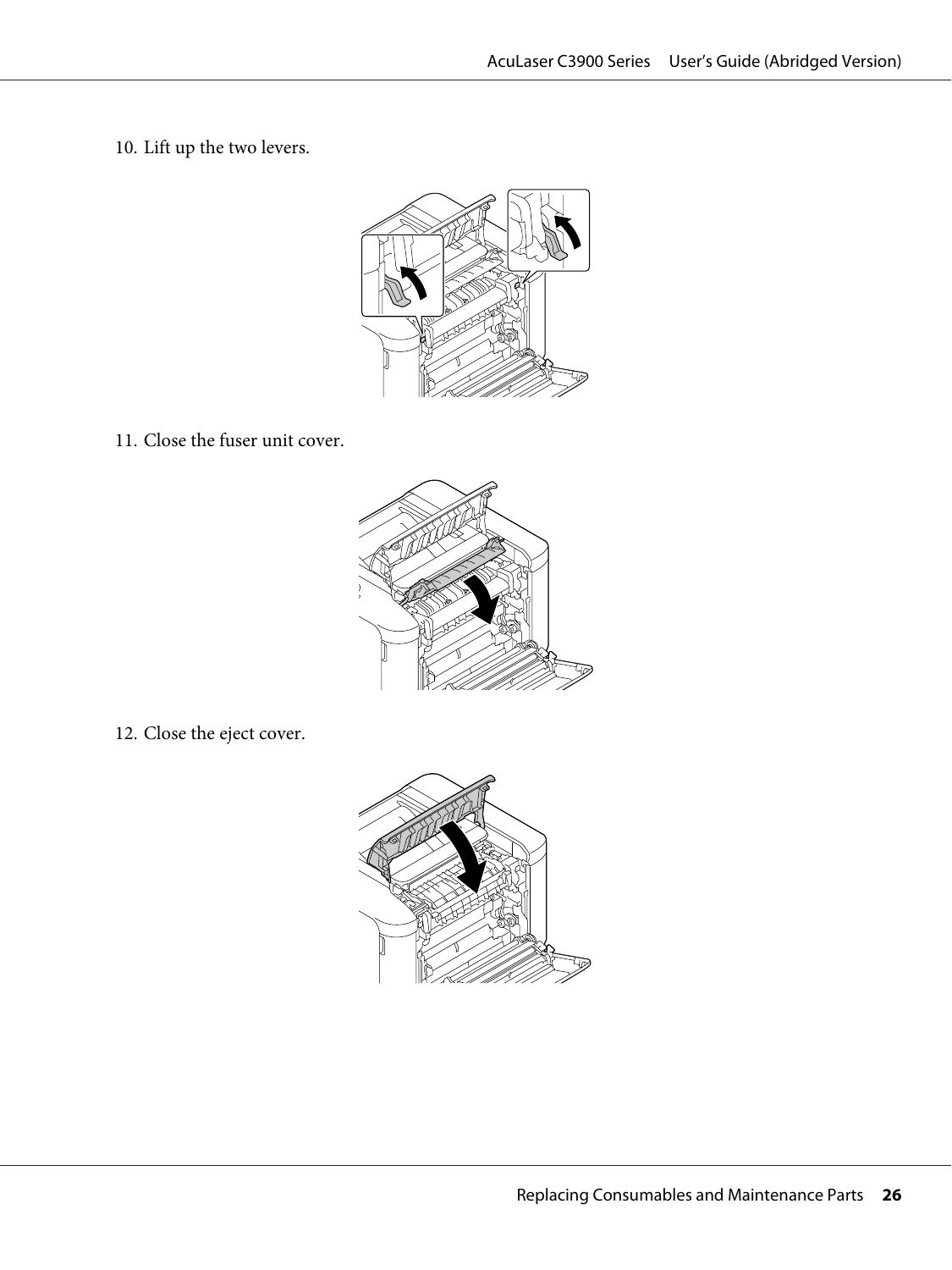10. Lift up the two levers.

11. Close the fuser unit cover.

12. Close the eject cover.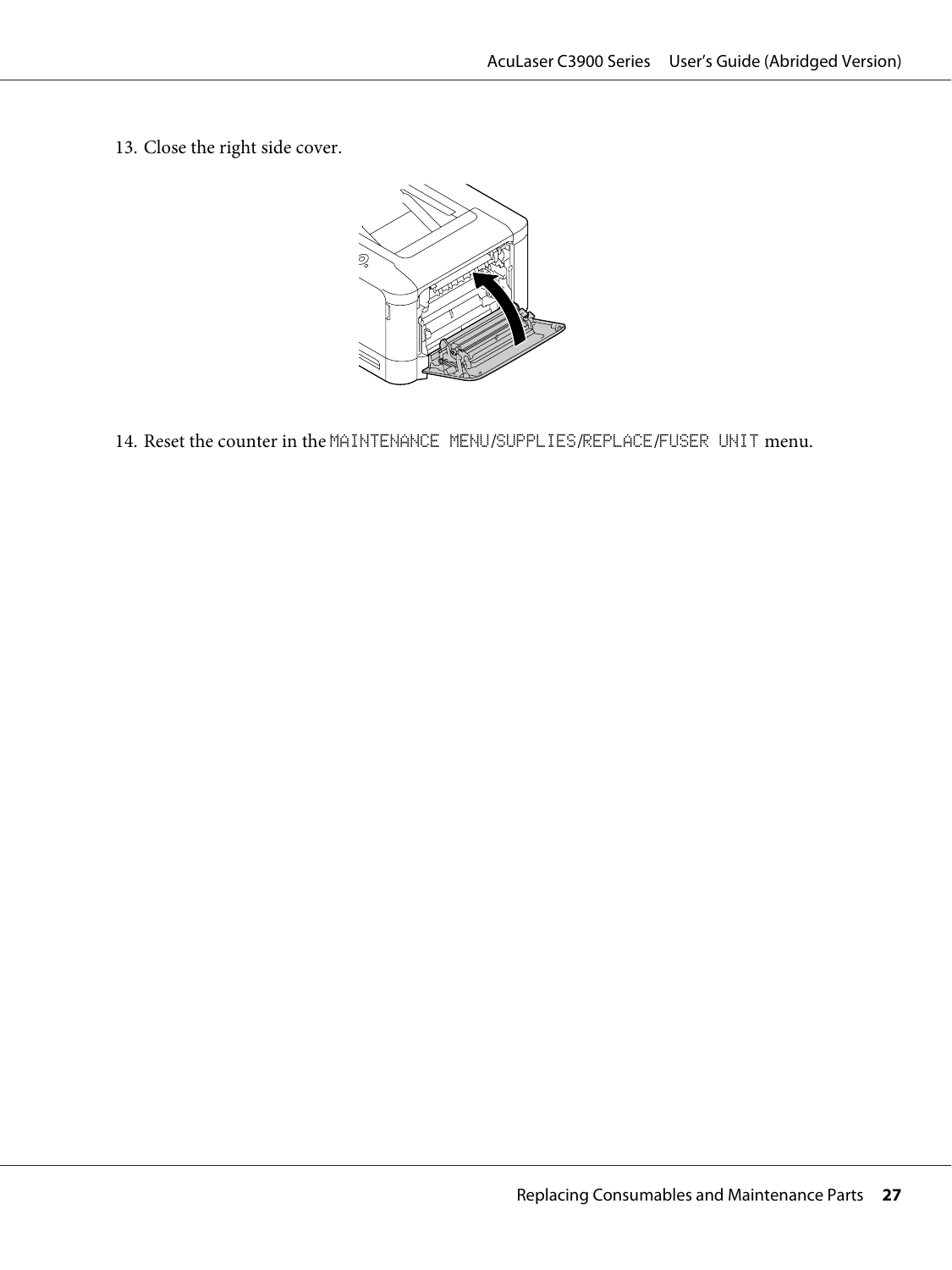13. Close the right side cover.

14. Reset the counter in the MAINTENANCE MENU/SUPPLIES/REPLACE/FUSER UNIT menu.